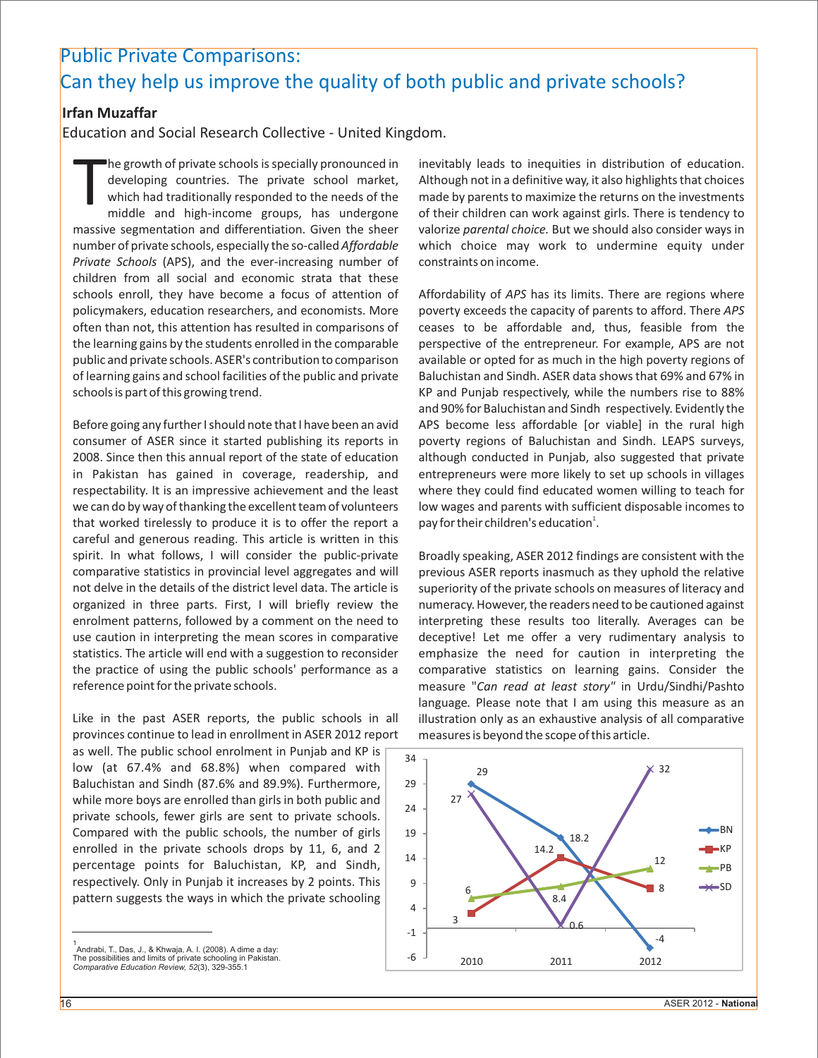# Public Private Comparisons:
# Can they help us improve the quality of both public and private schools?

**Irfan Muzaffar**

Education and Social Research Collective - United Kingdom.

The growth of private schools is specially pronounced in developing countries. The private school market, which had traditionally responded to the needs of the middle and high-income groups, has undergone massive segmentation and differentiation. Given the sheer number of private schools, especially the so-called *Affordable Private Schools* (APS), and the ever-increasing number of children from all social and economic strata that these schools enroll, they have become a focus of attention of policymakers, education researchers, and economists. More often than not, this attention has resulted in comparisons of the learning gains by the students enrolled in the comparable public and private schools. ASER's contribution to comparison of learning gains and school facilities of the public and private schools is part of this growing trend.

Before going any further I should note that I have been an avid consumer of ASER since it started publishing its reports in 2008. Since then this annual report of the state of education in Pakistan has gained in coverage, readership, and respectability. It is an impressive achievement and the least we can do by way of thanking the excellent team of volunteers that worked tirelessly to produce it is to offer the report a careful and generous reading. This article is written in this spirit. In what follows, I will consider the public-private comparative statistics in provincial level aggregates and will not delve in the details of the district level data. The article is organized in three parts. First, I will briefly review the enrolment patterns, followed by a comment on the need to use caution in interpreting the mean scores in comparative statistics. The article will end with a suggestion to reconsider the practice of using the public schools' performance as a reference point for the private schools.

Like in the past ASER reports, the public schools in all provinces continue to lead in enrollment in ASER 2012 report as well. The public school enrolment in Punjab and KP is low (at 67.4% and 68.8%) when compared with Baluchistan and Sindh (87.6% and 89.9%). Furthermore, while more boys are enrolled than girls in both public and private schools, fewer girls are sent to private schools. Compared with the public schools, the number of girls enrolled in the private schools drops by 11, 6, and 2 percentage points for Baluchistan, KP, and Sindh, respectively. Only in Punjab it increases by 2 points. This pattern suggests the ways in which the private schooling inevitably leads to inequities in distribution of education. Although not in a definitive way, it also highlights that choices made by parents to maximize the returns on the investments of their children can work against girls. There is tendency to valorize *parental choice.* But we should also consider ways in which choice may work to undermine equity under constraints on income.

Affordability of *APS* has its limits. There are regions where poverty exceeds the capacity of parents to afford. There *APS* ceases to be affordable and, thus, feasible from the perspective of the entrepreneur. For example, APS are not available or opted for as much in the high poverty regions of Baluchistan and Sindh. ASER data shows that 69% and 67% in KP and Punjab respectively, while the numbers rise to 88% and 90% for Baluchistan and Sindh respectively. Evidently the APS become less affordable [or viable] in the rural high poverty regions of Baluchistan and Sindh. LEAPS surveys, although conducted in Punjab, also suggested that private entrepreneurs were more likely to set up schools in villages where they could find educated women willing to teach for low wages and parents with sufficient disposable incomes to pay for their children's education[1].

Broadly speaking, ASER 2012 findings are consistent with the previous ASER reports inasmuch as they uphold the relative superiority of the private schools on measures of literacy and numeracy. However, the readers need to be cautioned against interpreting these results too literally. Averages can be deceptive! Let me offer a very rudimentary analysis to emphasize the need for caution in interpreting the comparative statistics on learning gains. Consider the measure "*Can read at least story*" in Urdu/Sindhi/Pashto language. Please note that I am using this measure as an illustration only as an exhaustive analysis of all comparative measures is beyond the scope of this article.

| | 2010 | 2011 | 2012 |
|---|---|---|---|
| BN | 29 | 18.2 | -4 |
| KP | 3 | 14.2 | 8 |
| PB | 6 | 8.4 | 12 |
| SD | 27 | 0.6 | 32 |

---

[1] Andrabi, T., Das, J., & Khwaja, A. I. (2008). A dime a day: The possibilities and limits of private schooling in Pakistan. *Comparative Education Review, 52*(3), 329-355.1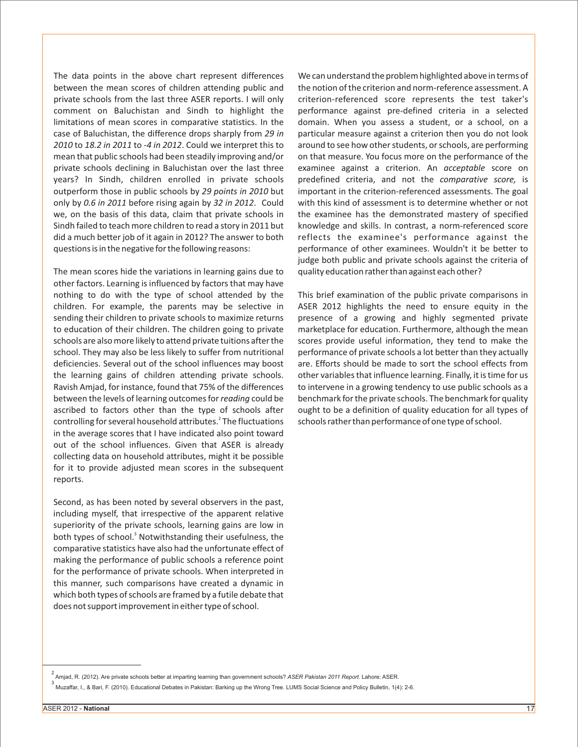The data points in the above chart represent differences between the mean scores of children attending public and private schools from the last three ASER reports. I will only comment on Baluchistan and Sindh to highlight the limitations of mean scores in comparative statistics. In the case of Baluchistan, the difference drops sharply from *29 in 2010* to *18.2 in 2011* to *-4 in 2012*. Could we interpret this to mean that public schools had been steadily improving and/or private schools declining in Baluchistan over the last three years? In Sindh, children enrolled in private schools outperform those in public schools by *29 points in 2010* but only by *0.6 in 2011* before rising again by *32 in 2012*. Could we, on the basis of this data, claim that private schools in Sindh failed to teach more children to read a story in 2011 but did a much better job of it again in 2012? The answer to both questions is in the negative for the following reasons:

The mean scores hide the variations in learning gains due to other factors. Learning is influenced by factors that may have nothing to do with the type of school attended by the children. For example, the parents may be selective in sending their children to private schools to maximize returns to education of their children. The children going to private schools are also more likely to attend private tuitions after the school. They may also be less likely to suffer from nutritional deficiencies. Several out of the school influences may boost the learning gains of children attending private schools. Ravish Amjad, for instance, found that 75% of the differences between the levels of learning outcomes for *reading* could be ascribed to factors other than the type of schools after controlling for several household attributes.[2] The fluctuations in the average scores that I have indicated also point toward out of the school influences. Given that ASER is already collecting data on household attributes, might it be possible for it to provide adjusted mean scores in the subsequent reports.

Second, as has been noted by several observers in the past, including myself, that irrespective of the apparent relative superiority of the private schools, learning gains are low in both types of school.[3] Notwithstanding their usefulness, the comparative statistics have also had the unfortunate effect of making the performance of public schools a reference point for the performance of private schools. When interpreted in this manner, such comparisons have created a dynamic in which both types of schools are framed by a futile debate that does not support improvement in either type of school.

We can understand the problem highlighted above in terms of the notion of the criterion and norm-reference assessment. A criterion-referenced score represents the test taker's performance against pre-defined criteria in a selected domain. When you assess a student, or a school, on a particular measure against a criterion then you do not look around to see how other students, or schools, are performing on that measure. You focus more on the performance of the examinee against a criterion. An *acceptable* score on predefined criteria, and not the *comparative score,* is important in the criterion-referenced assessments. The goal with this kind of assessment is to determine whether or not the examinee has the demonstrated mastery of specified knowledge and skills. In contrast, a norm-referenced score reflects the examinee's performance against the performance of other examinees. Wouldn't it be better to judge both public and private schools against the criteria of quality education rather than against each other?

This brief examination of the public private comparisons in ASER 2012 highlights the need to ensure equity in the presence of a growing and highly segmented private marketplace for education. Furthermore, although the mean scores provide useful information, they tend to make the performance of private schools a lot better than they actually are. Efforts should be made to sort the school effects from other variables that influence learning. Finally, it is time for us to intervene in a growing tendency to use public schools as a benchmark for the private schools. The benchmark for quality ought to be a definition of quality education for all types of schools rather than performance of one type of school.

---

[2] Amjad, R. (2012). Are private schools better at imparting learning than government schools? *ASER Pakistan 2011 Report*. Lahore: ASER.

[3] Muzaffar, I., & Bari, F. (2010). Educational Debates in Pakistan: Barking up the Wrong Tree. LUMS Social Science and Policy Bulletin, 1(4): 2-6.